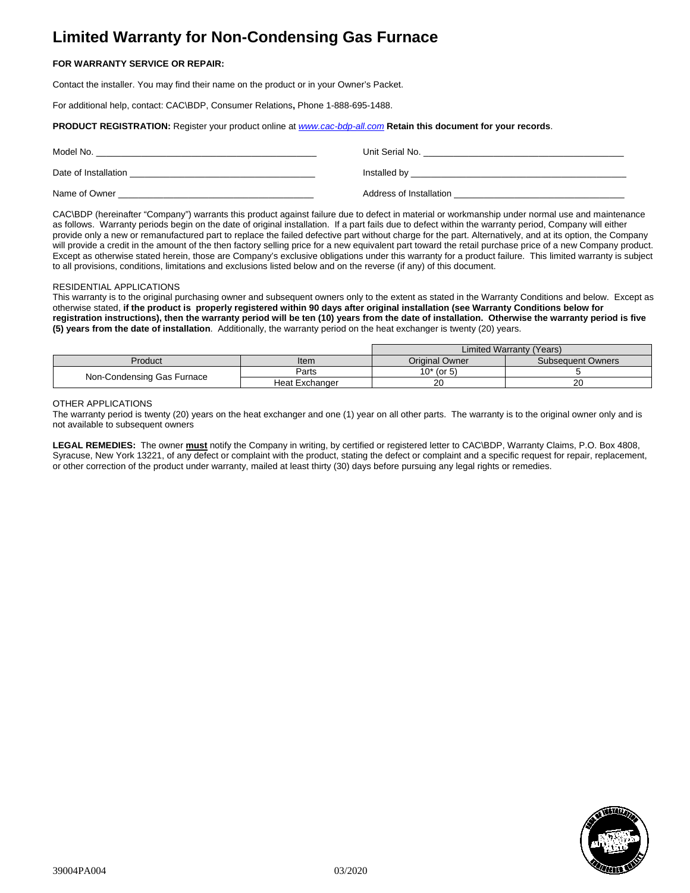# Limited Warranty for Non-Condensing Gas Furnace

**FOR WARRANTY SERVICE OR REPAIR:**

Contact the installer. You may find their name on the product or in your Owner's Packet.

For additional help, contact: CAC\BDP, Consumer Relations**,** Phone 1-888-695-1488.

**PRODUCT REGISTRATION:** Register your product online at *www.cac-bdp-all.com* **Retain this document for your records**.

Model No. ______________________________ Unit Serial No. ______________________________

Date of Installation ______________________________ Installed by ______________________________

Name of Owner ______________________________ Address of Installation ______________________________

CAC\BDP (hereinafter "Company") warrants this product against failure due to defect in material or workmanship under normal use and maintenance as follows. Warranty periods begin on the date of original installation. If a part fails due to defect within the warranty period, Company will either provide only a new or remanufactured part to replace the failed defective part without charge for the part. Alternatively, and at its option, the Company will provide a credit in the amount of the then factory selling price for a new equivalent part toward the retail purchase price of a new Company product. Except as otherwise stated herein, those are Company's exclusive obligations under this warranty for a product failure. This limited warranty is subject to all provisions, conditions, limitations and exclusions listed below and on the reverse (if any) of this document.

RESIDENTIAL APPLICATIONS

This warranty is to the original purchasing owner and subsequent owners only to the extent as stated in the Warranty Conditions and below. Except as otherwise stated, **if the product is properly registered within 90 days after original installation (see Warranty Conditions below for registration instructions), then the warranty period will be ten (10) years from the date of installation. Otherwise the warranty period is five (5) years from the date of installation**. Additionally, the warranty period on the heat exchanger is twenty (20) years.

| | | Limited Warranty (Years) | |
|---|---|---|---|
| Product | Item | Original Owner | Subsequent Owners |
| Non-Condensing Gas Furnace | Parts | 10* (or 5) | 5 |
| | Heat Exchanger | 20 | 20 |

OTHER APPLICATIONS

The warranty period is twenty (20) years on the heat exchanger and one (1) year on all other parts. The warranty is to the original owner only and is not available to subsequent owners

**LEGAL REMEDIES:** The owner **must** notify the Company in writing, by certified or registered letter to CAC\BDP, Warranty Claims, P.O. Box 4808, Syracuse, New York 13221, of any defect or complaint with the product, stating the defect or complaint and a specific request for repair, replacement, or other correction of the product under warranty, mailed at least thirty (30) days before pursuing any legal rights or remedies.

39004PA004 03/2020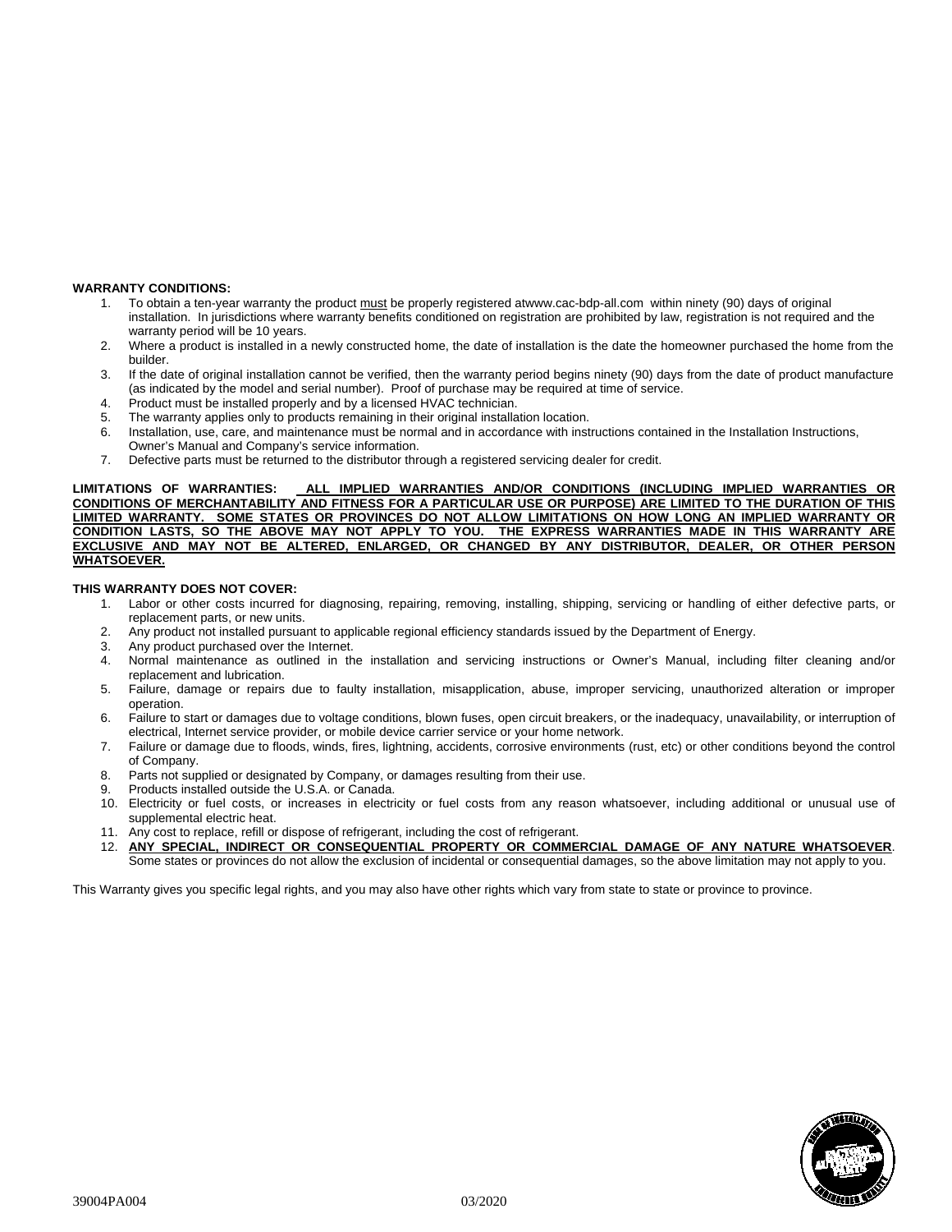**WARRANTY CONDITIONS:**

1. To obtain a ten-year warranty the product must be properly registered atwww.cac-bdp-all.com within ninety (90) days of original installation. In jurisdictions where warranty benefits conditioned on registration are prohibited by law, registration is not required and the warranty period will be 10 years.
2. Where a product is installed in a newly constructed home, the date of installation is the date the homeowner purchased the home from the builder.
3. If the date of original installation cannot be verified, then the warranty period begins ninety (90) days from the date of product manufacture (as indicated by the model and serial number). Proof of purchase may be required at time of service.
4. Product must be installed properly and by a licensed HVAC technician.
5. The warranty applies only to products remaining in their original installation location.
6. Installation, use, care, and maintenance must be normal and in accordance with instructions contained in the Installation Instructions, Owner's Manual and Company's service information.
7. Defective parts must be returned to the distributor through a registered servicing dealer for credit.

**LIMITATIONS OF WARRANTIES: ALL IMPLIED WARRANTIES AND/OR CONDITIONS (INCLUDING IMPLIED WARRANTIES OR CONDITIONS OF MERCHANTABILITY AND FITNESS FOR A PARTICULAR USE OR PURPOSE) ARE LIMITED TO THE DURATION OF THIS LIMITED WARRANTY. SOME STATES OR PROVINCES DO NOT ALLOW LIMITATIONS ON HOW LONG AN IMPLIED WARRANTY OR CONDITION LASTS, SO THE ABOVE MAY NOT APPLY TO YOU. THE EXPRESS WARRANTIES MADE IN THIS WARRANTY ARE EXCLUSIVE AND MAY NOT BE ALTERED, ENLARGED, OR CHANGED BY ANY DISTRIBUTOR, DEALER, OR OTHER PERSON WHATSOEVER.**

**THIS WARRANTY DOES NOT COVER:**

1. Labor or other costs incurred for diagnosing, repairing, removing, installing, shipping, servicing or handling of either defective parts, or replacement parts, or new units.
2. Any product not installed pursuant to applicable regional efficiency standards issued by the Department of Energy.
3. Any product purchased over the Internet.
4. Normal maintenance as outlined in the installation and servicing instructions or Owner's Manual, including filter cleaning and/or replacement and lubrication.
5. Failure, damage or repairs due to faulty installation, misapplication, abuse, improper servicing, unauthorized alteration or improper operation.
6. Failure to start or damages due to voltage conditions, blown fuses, open circuit breakers, or the inadequacy, unavailability, or interruption of electrical, Internet service provider, or mobile device carrier service or your home network.
7. Failure or damage due to floods, winds, fires, lightning, accidents, corrosive environments (rust, etc) or other conditions beyond the control of Company.
8. Parts not supplied or designated by Company, or damages resulting from their use.
9. Products installed outside the U.S.A. or Canada.
10. Electricity or fuel costs, or increases in electricity or fuel costs from any reason whatsoever, including additional or unusual use of supplemental electric heat.
11. Any cost to replace, refill or dispose of refrigerant, including the cost of refrigerant.
12. **ANY SPECIAL, INDIRECT OR CONSEQUENTIAL PROPERTY OR COMMERCIAL DAMAGE OF ANY NATURE WHATSOEVER**. Some states or provinces do not allow the exclusion of incidental or consequential damages, so the above limitation may not apply to you.

This Warranty gives you specific legal rights, and you may also have other rights which vary from state to state or province to province.

39004PA004 03/2020